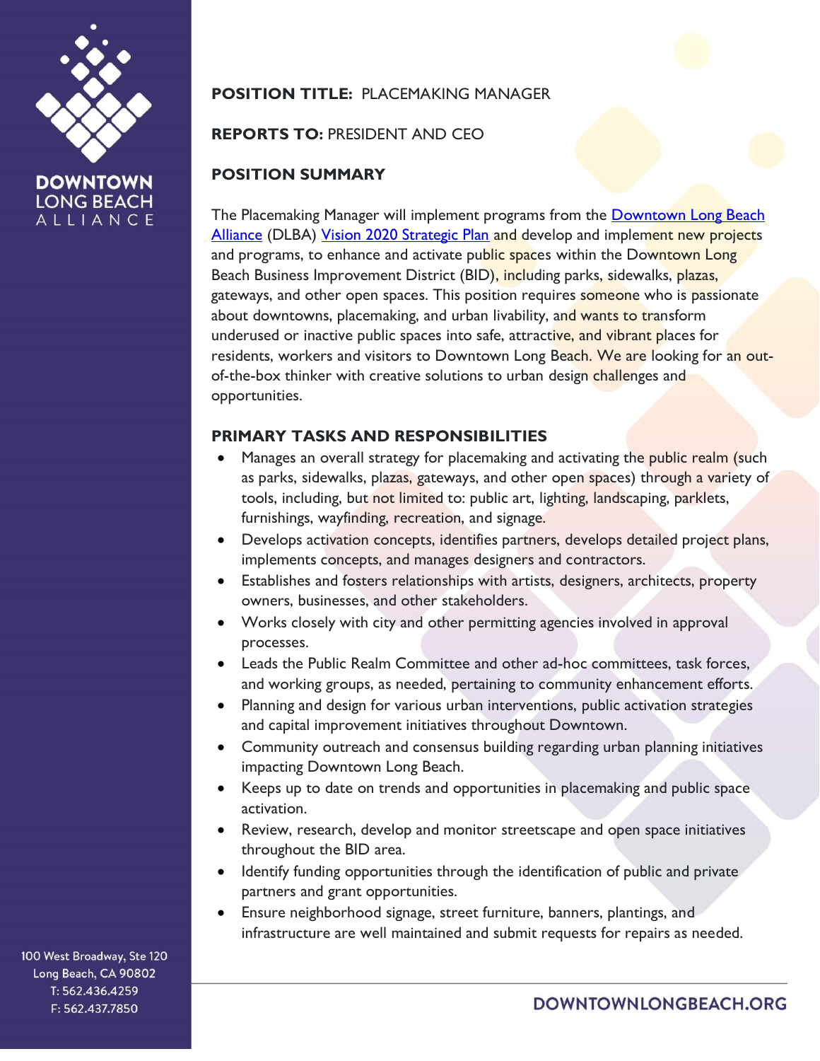**POSITION TITLE:** PLACEMAKING MANAGER

**REPORTS TO:** PRESIDENT AND CEO

## POSITION SUMMARY

The Placemaking Manager will implement programs from the Downtown Long Beach Alliance (DLBA) Vision 2020 Strategic Plan and develop and implement new projects and programs, to enhance and activate public spaces within the Downtown Long Beach Business Improvement District (BID), including parks, sidewalks, plazas, gateways, and other open spaces. This position requires someone who is passionate about downtowns, placemaking, and urban livability, and wants to transform underused or inactive public spaces into safe, attractive, and vibrant places for residents, workers and visitors to Downtown Long Beach. We are looking for an out-of-the-box thinker with creative solutions to urban design challenges and opportunities.

## PRIMARY TASKS AND RESPONSIBILITIES

- Manages an overall strategy for placemaking and activating the public realm (such as parks, sidewalks, plazas, gateways, and other open spaces) through a variety of tools, including, but not limited to: public art, lighting, landscaping, parklets, furnishings, wayfinding, recreation, and signage.
- Develops activation concepts, identifies partners, develops detailed project plans, implements concepts, and manages designers and contractors.
- Establishes and fosters relationships with artists, designers, architects, property owners, businesses, and other stakeholders.
- Works closely with city and other permitting agencies involved in approval processes.
- Leads the Public Realm Committee and other ad-hoc committees, task forces, and working groups, as needed, pertaining to community enhancement efforts.
- Planning and design for various urban interventions, public activation strategies and capital improvement initiatives throughout Downtown.
- Community outreach and consensus building regarding urban planning initiatives impacting Downtown Long Beach.
- Keeps up to date on trends and opportunities in placemaking and public space activation.
- Review, research, develop and monitor streetscape and open space initiatives throughout the BID area.
- Identify funding opportunities through the identification of public and private partners and grant opportunities.
- Ensure neighborhood signage, street furniture, banners, plantings, and infrastructure are well maintained and submit requests for repairs as needed.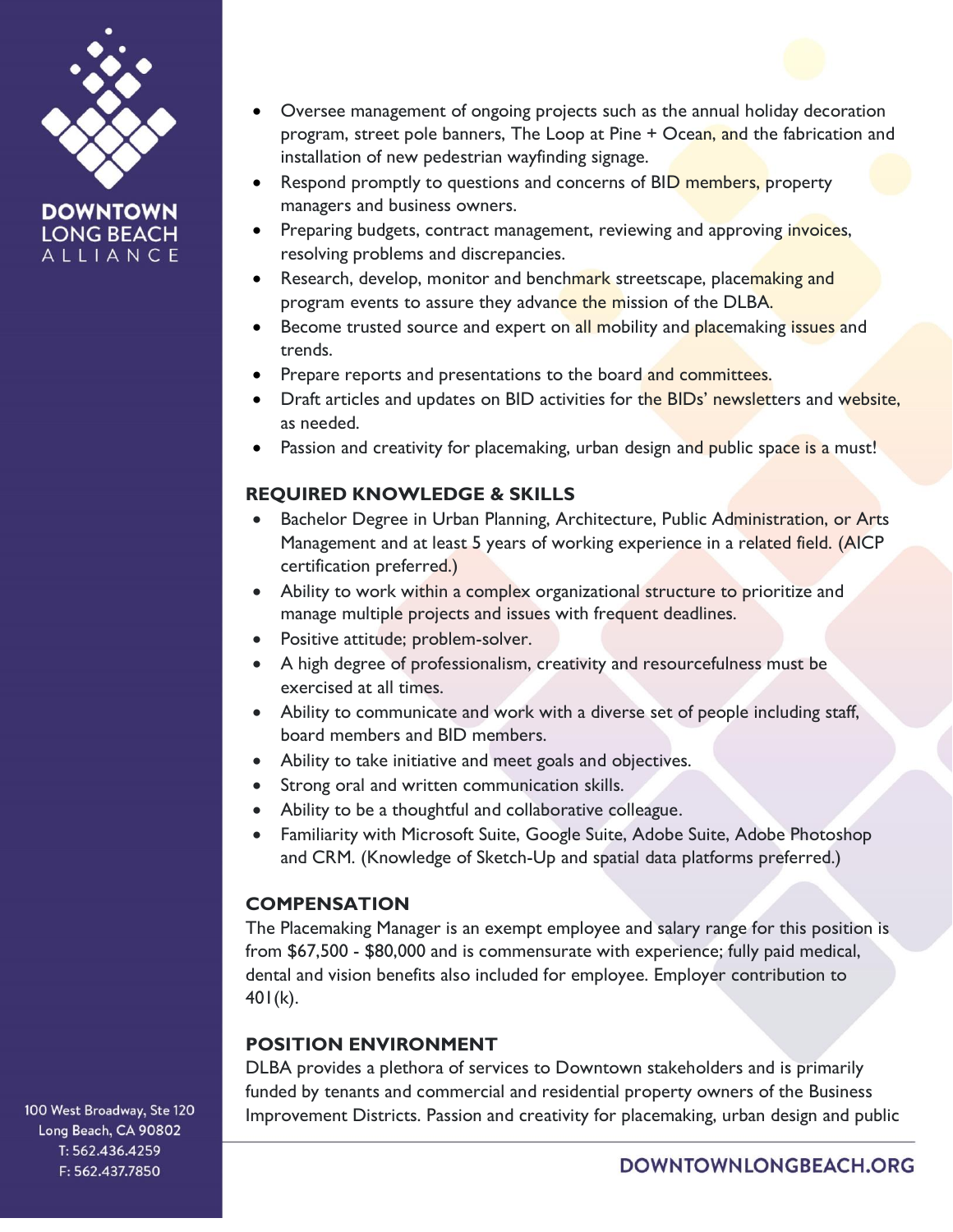- Oversee management of ongoing projects such as the annual holiday decoration program, street pole banners, The Loop at Pine + Ocean, and the fabrication and installation of new pedestrian wayfinding signage.
- Respond promptly to questions and concerns of BID members, property managers and business owners.
- Preparing budgets, contract management, reviewing and approving invoices, resolving problems and discrepancies.
- Research, develop, monitor and benchmark streetscape, placemaking and program events to assure they advance the mission of the DLBA.
- Become trusted source and expert on all mobility and placemaking issues and trends.
- Prepare reports and presentations to the board and committees.
- Draft articles and updates on BID activities for the BIDs' newsletters and website, as needed.
- Passion and creativity for placemaking, urban design and public space is a must!

## REQUIRED KNOWLEDGE & SKILLS

- Bachelor Degree in Urban Planning, Architecture, Public Administration, or Arts Management and at least 5 years of working experience in a related field. (AICP certification preferred.)
- Ability to work within a complex organizational structure to prioritize and manage multiple projects and issues with frequent deadlines.
- Positive attitude; problem-solver.
- A high degree of professionalism, creativity and resourcefulness must be exercised at all times.
- Ability to communicate and work with a diverse set of people including staff, board members and BID members.
- Ability to take initiative and meet goals and objectives.
- Strong oral and written communication skills.
- Ability to be a thoughtful and collaborative colleague.
- Familiarity with Microsoft Suite, Google Suite, Adobe Suite, Adobe Photoshop and CRM. (Knowledge of Sketch-Up and spatial data platforms preferred.)

## COMPENSATION

The Placemaking Manager is an exempt employee and salary range for this position is from $67,500 - $80,000 and is commensurate with experience; fully paid medical, dental and vision benefits also included for employee. Employer contribution to 401(k).

## POSITION ENVIRONMENT

DLBA provides a plethora of services to Downtown stakeholders and is primarily funded by tenants and commercial and residential property owners of the Business Improvement Districts. Passion and creativity for placemaking, urban design and public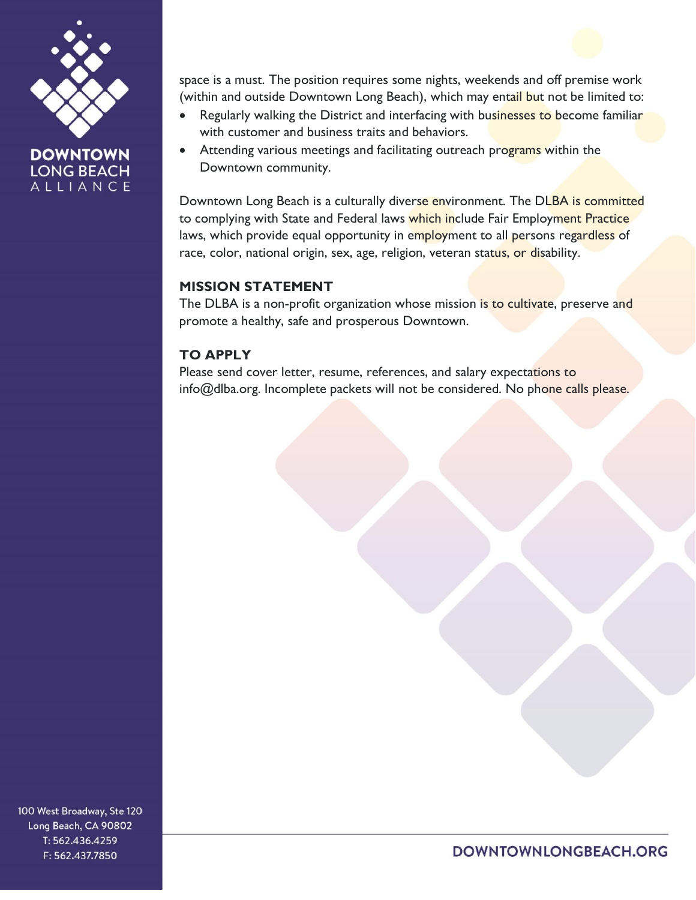space is a must. The position requires some nights, weekends and off premise work (within and outside Downtown Long Beach), which may entail but not be limited to:

- Regularly walking the District and interfacing with businesses to become familiar with customer and business traits and behaviors.
- Attending various meetings and facilitating outreach programs within the Downtown community.

Downtown Long Beach is a culturally diverse environment. The DLBA is committed to complying with State and Federal laws which include Fair Employment Practice laws, which provide equal opportunity in employment to all persons regardless of race, color, national origin, sex, age, religion, veteran status, or disability.

## MISSION STATEMENT

The DLBA is a non-profit organization whose mission is to cultivate, preserve and promote a healthy, safe and prosperous Downtown.

## TO APPLY

Please send cover letter, resume, references, and salary expectations to info@dlba.org. Incomplete packets will not be considered. No phone calls please.